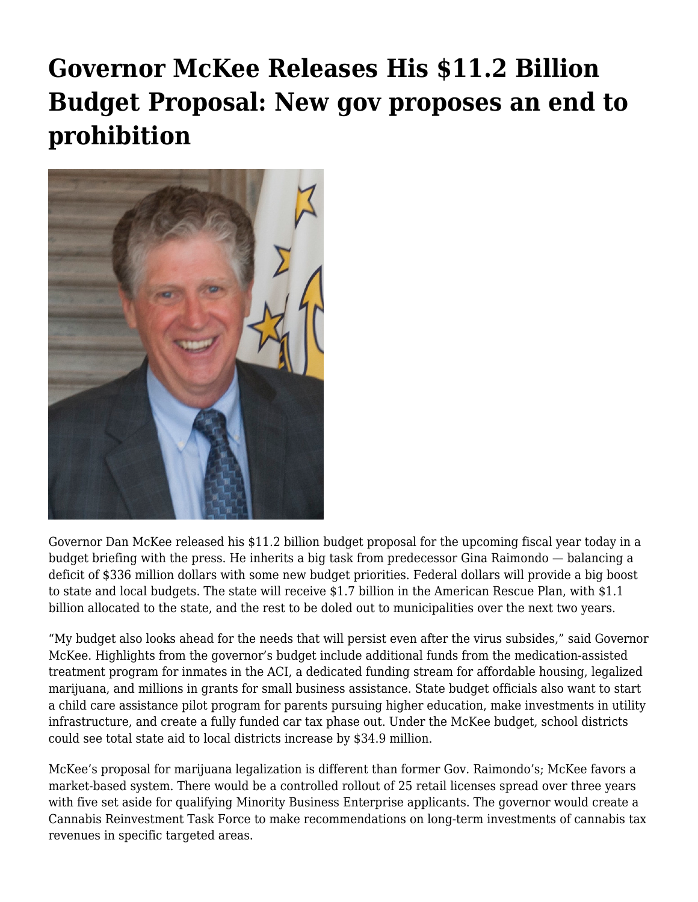# Governor McKee Releases His $11.2 Billion Budget Proposal: New gov proposes an end to prohibition

Governor Dan McKee released his $11.2 billion budget proposal for the upcoming fiscal year today in a budget briefing with the press. He inherits a big task from predecessor Gina Raimondo — balancing a deficit of $336 million dollars with some new budget priorities. Federal dollars will provide a big boost to state and local budgets. The state will receive $1.7 billion in the American Rescue Plan, with $1.1 billion allocated to the state, and the rest to be doled out to municipalities over the next two years.

"My budget also looks ahead for the needs that will persist even after the virus subsides," said Governor McKee. Highlights from the governor's budget include additional funds from the medication-assisted treatment program for inmates in the ACI, a dedicated funding stream for affordable housing, legalized marijuana, and millions in grants for small business assistance. State budget officials also want to start a child care assistance pilot program for parents pursuing higher education, make investments in utility infrastructure, and create a fully funded car tax phase out. Under the McKee budget, school districts could see total state aid to local districts increase by $34.9 million.

McKee's proposal for marijuana legalization is different than former Gov. Raimondo's; McKee favors a market-based system. There would be a controlled rollout of 25 retail licenses spread over three years with five set aside for qualifying Minority Business Enterprise applicants. The governor would create a Cannabis Reinvestment Task Force to make recommendations on long-term investments of cannabis tax revenues in specific targeted areas.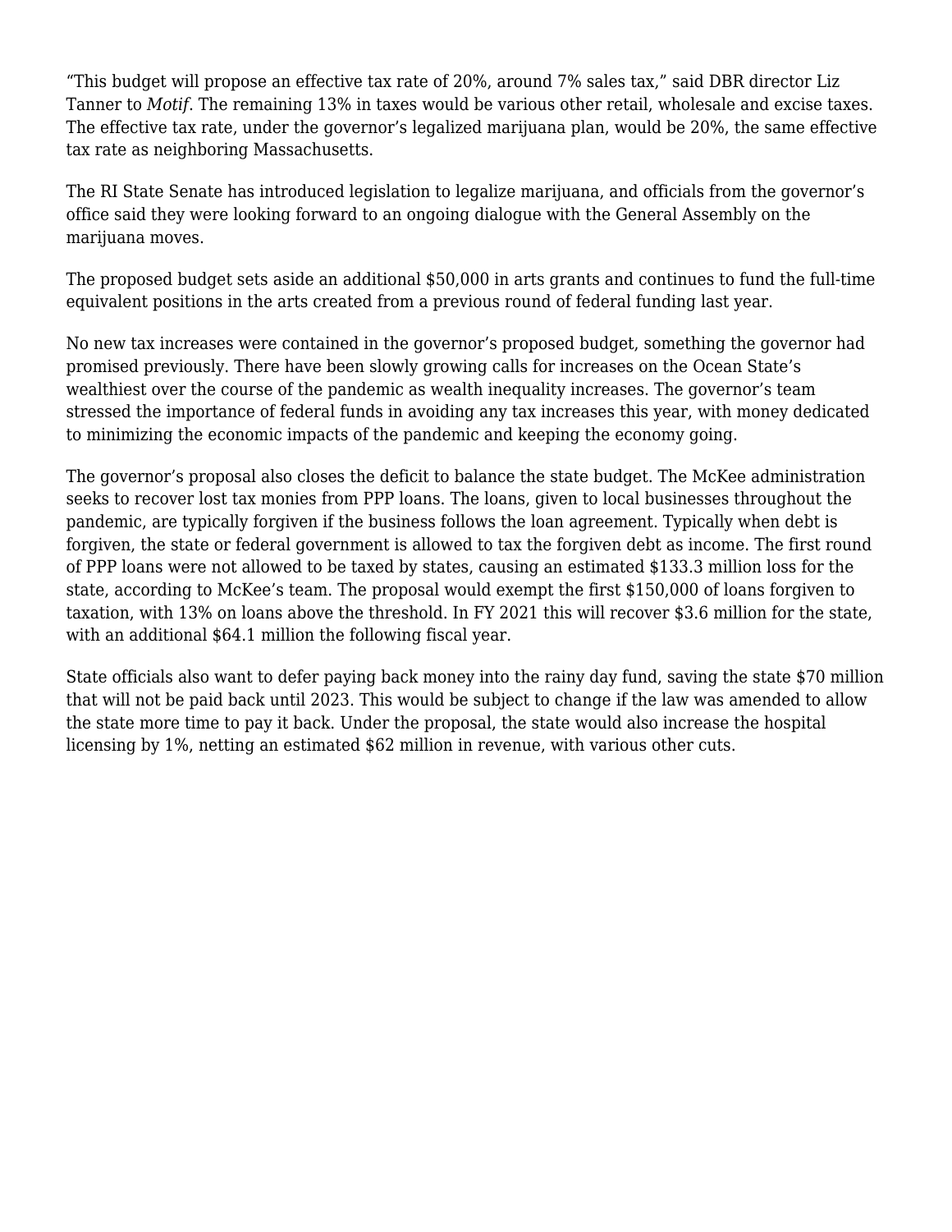“This budget will propose an effective tax rate of 20%, around 7% sales tax,” said DBR director Liz Tanner to *Motif*. The remaining 13% in taxes would be various other retail, wholesale and excise taxes. The effective tax rate, under the governor’s legalized marijuana plan, would be 20%, the same effective tax rate as neighboring Massachusetts.

The RI State Senate has introduced legislation to legalize marijuana, and officials from the governor’s office said they were looking forward to an ongoing dialogue with the General Assembly on the marijuana moves.

The proposed budget sets aside an additional $50,000 in arts grants and continues to fund the full-time equivalent positions in the arts created from a previous round of federal funding last year.

No new tax increases were contained in the governor’s proposed budget, something the governor had promised previously. There have been slowly growing calls for increases on the Ocean State’s wealthiest over the course of the pandemic as wealth inequality increases. The governor’s team stressed the importance of federal funds in avoiding any tax increases this year, with money dedicated to minimizing the economic impacts of the pandemic and keeping the economy going.

The governor’s proposal also closes the deficit to balance the state budget. The McKee administration seeks to recover lost tax monies from PPP loans. The loans, given to local businesses throughout the pandemic, are typically forgiven if the business follows the loan agreement. Typically when debt is forgiven, the state or federal government is allowed to tax the forgiven debt as income. The first round of PPP loans were not allowed to be taxed by states, causing an estimated $133.3 million loss for the state, according to McKee’s team. The proposal would exempt the first $150,000 of loans forgiven to taxation, with 13% on loans above the threshold. In FY 2021 this will recover $3.6 million for the state, with an additional $64.1 million the following fiscal year.

State officials also want to defer paying back money into the rainy day fund, saving the state $70 million that will not be paid back until 2023. This would be subject to change if the law was amended to allow the state more time to pay it back. Under the proposal, the state would also increase the hospital licensing by 1%, netting an estimated $62 million in revenue, with various other cuts.